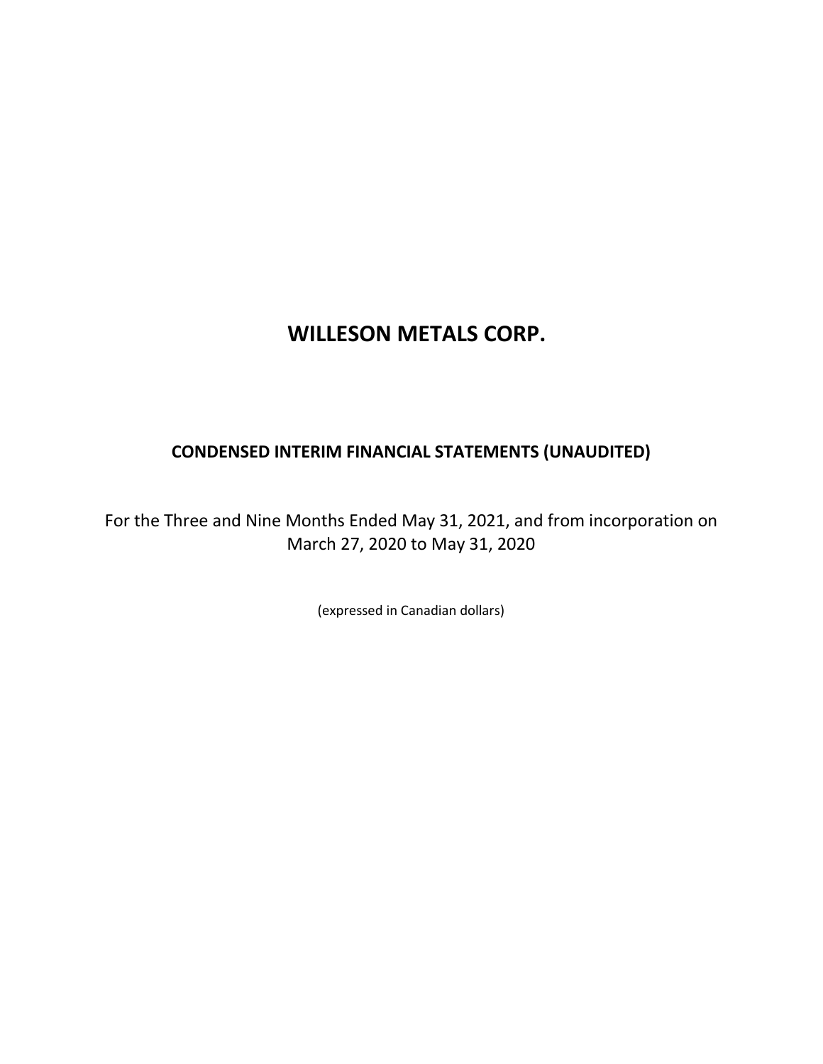# WILLESON METALS CORP.

## CONDENSED INTERIM FINANCIAL STATEMENTS (UNAUDITED)

For the Three and Nine Months Ended May 31, 2021, and from incorporation on March 27, 2020 to May 31, 2020

(expressed in Canadian dollars)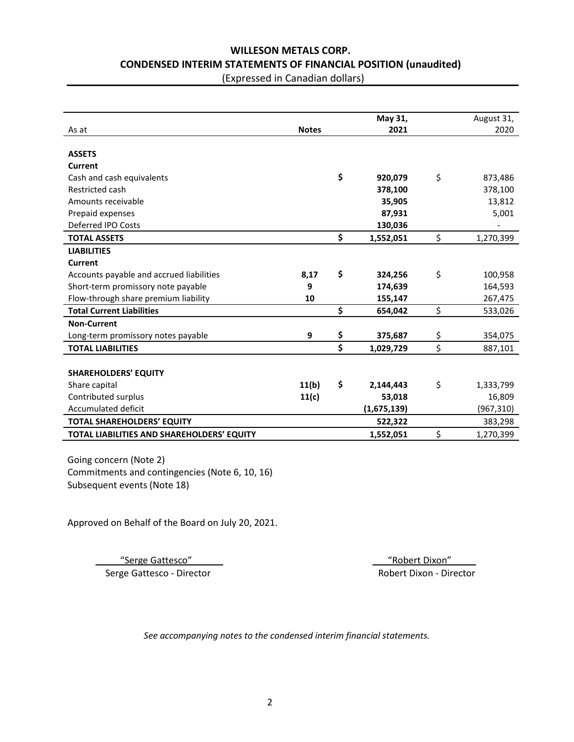# WILLESON METALS CORP.
## CONDENSED INTERIM STATEMENTS OF FINANCIAL POSITION (unaudited)
(Expressed in Canadian dollars)

| As at | Notes | May 31, 2021 | August 31, 2020 |
|---|---|---|---|
| **ASSETS** | | | |
| **Current** | | | |
| Cash and cash equivalents | | **$ 920,079** | $ 873,486 |
| Restricted cash | | **378,100** | 378,100 |
| Amounts receivable | | **35,905** | 13,812 |
| Prepaid expenses | | **87,931** | 5,001 |
| Deferred IPO Costs | | **130,036** | - |
| **TOTAL ASSETS** | | **$ 1,552,051** | $ 1,270,399 |
| **LIABILITIES** | | | |
| **Current** | | | |
| Accounts payable and accrued liabilities | **8,17** | **$ 324,256** | $ 100,958 |
| Short-term promissory note payable | **9** | **174,639** | 164,593 |
| Flow-through share premium liability | **10** | **155,147** | 267,475 |
| **Total Current Liabilities** | | **$ 654,042** | $ 533,026 |
| **Non-Current** | | | |
| Long-term promissory notes payable | **9** | **$ 375,687** | $ 354,075 |
| **TOTAL LIABILITIES** | | **$ 1,029,729** | $ 887,101 |
| | | | |
| **SHAREHOLDERS' EQUITY** | | | |
| Share capital | **11(b)** | **$ 2,144,443** | $ 1,333,799 |
| Contributed surplus | **11(c)** | **53,018** | 16,809 |
| Accumulated deficit | | **(1,675,139)** | (967,310) |
| **TOTAL SHAREHOLDERS' EQUITY** | | **522,322** | 383,298 |
| **TOTAL LIABILITIES AND SHAREHOLDERS' EQUITY** | | **1,552,051** | $ 1,270,399 |

Going concern (Note 2)
Commitments and contingencies (Note 6, 10, 16)
Subsequent events (Note 18)

Approved on Behalf of the Board on July 20, 2021.

"Serge Gattesco"
Serge Gattesco - Director

"Robert Dixon"
Robert Dixon - Director

*See accompanying notes to the condensed interim financial statements.*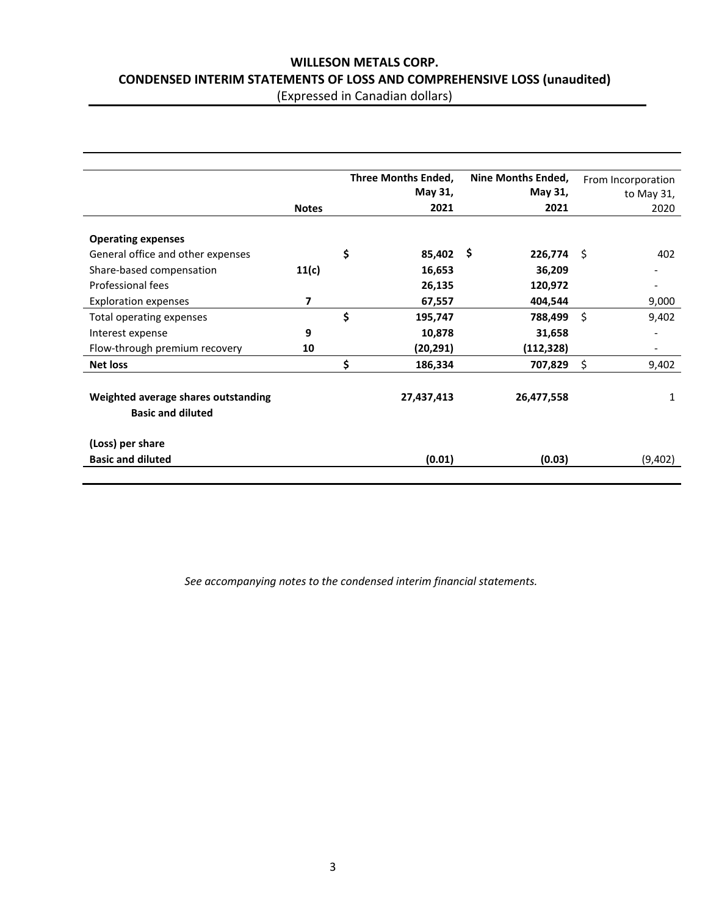# WILLESON METALS CORP.

## CONDENSED INTERIM STATEMENTS OF LOSS AND COMPREHENSIVE LOSS (unaudited)

(Expressed in Canadian dollars)

| | Notes | Three Months Ended, May 31, 2021 | Nine Months Ended, May 31, 2021 | From Incorporation to May 31, 2020 |
|---|---|---|---|---|
| **Operating expenses** | | | | |
| General office and other expenses | | $ 85,402 | $ 226,774 | $ 402 |
| Share-based compensation | 11(c) | 16,653 | 36,209 | - |
| Professional fees | | 26,135 | 120,972 | - |
| Exploration expenses | 7 | 67,557 | 404,544 | 9,000 |
| Total operating expenses | | $ 195,747 | 788,499 | $ 9,402 |
| Interest expense | 9 | 10,878 | 31,658 | - |
| Flow-through premium recovery | 10 | (20,291) | (112,328) | - |
| **Net loss** | | $ 186,334 | 707,829 | $ 9,402 |
| **Weighted average shares outstanding Basic and diluted** | | 27,437,413 | 26,477,558 | 1 |
| **(Loss) per share** | | | | |
| **Basic and diluted** | | (0.01) | (0.03) | (9,402) |

*See accompanying notes to the condensed interim financial statements.*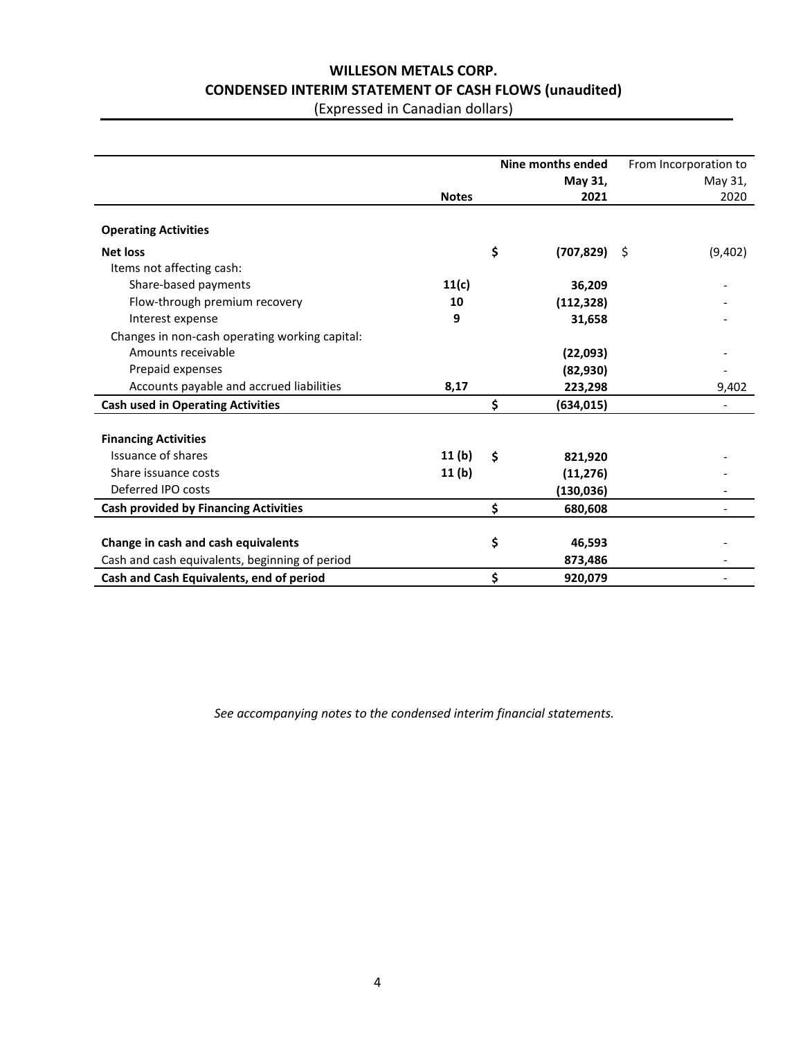# WILLESON METALS CORP.
## CONDENSED INTERIM STATEMENT OF CASH FLOWS (unaudited)
(Expressed in Canadian dollars)

| | Notes | Nine months ended May 31, 2021 | From Incorporation to May 31, 2020 |
|---|---|---|---|
| **Operating Activities** | | | |
| **Net loss** | | **$ (707,829)** | $ (9,402) |
| Items not affecting cash: | | | |
| Share-based payments | **11(c)** | **36,209** | - |
| Flow-through premium recovery | **10** | **(112,328)** | - |
| Interest expense | **9** | **31,658** | - |
| Changes in non-cash operating working capital: | | | |
| Amounts receivable | | **(22,093)** | - |
| Prepaid expenses | | **(82,930)** | - |
| Accounts payable and accrued liabilities | **8,17** | **223,298** | 9,402 |
| **Cash used in Operating Activities** | | **$ (634,015)** | - |
| **Financing Activities** | | | |
| Issuance of shares | **11 (b)** | **$ 821,920** | - |
| Share issuance costs | **11 (b)** | **(11,276)** | - |
| Deferred IPO costs | | **(130,036)** | - |
| **Cash provided by Financing Activities** | | **$ 680,608** | - |
| **Change in cash and cash equivalents** | | **$ 46,593** | - |
| Cash and cash equivalents, beginning of period | | **873,486** | - |
| **Cash and Cash Equivalents, end of period** | | **$ 920,079** | - |

*See accompanying notes to the condensed interim financial statements.*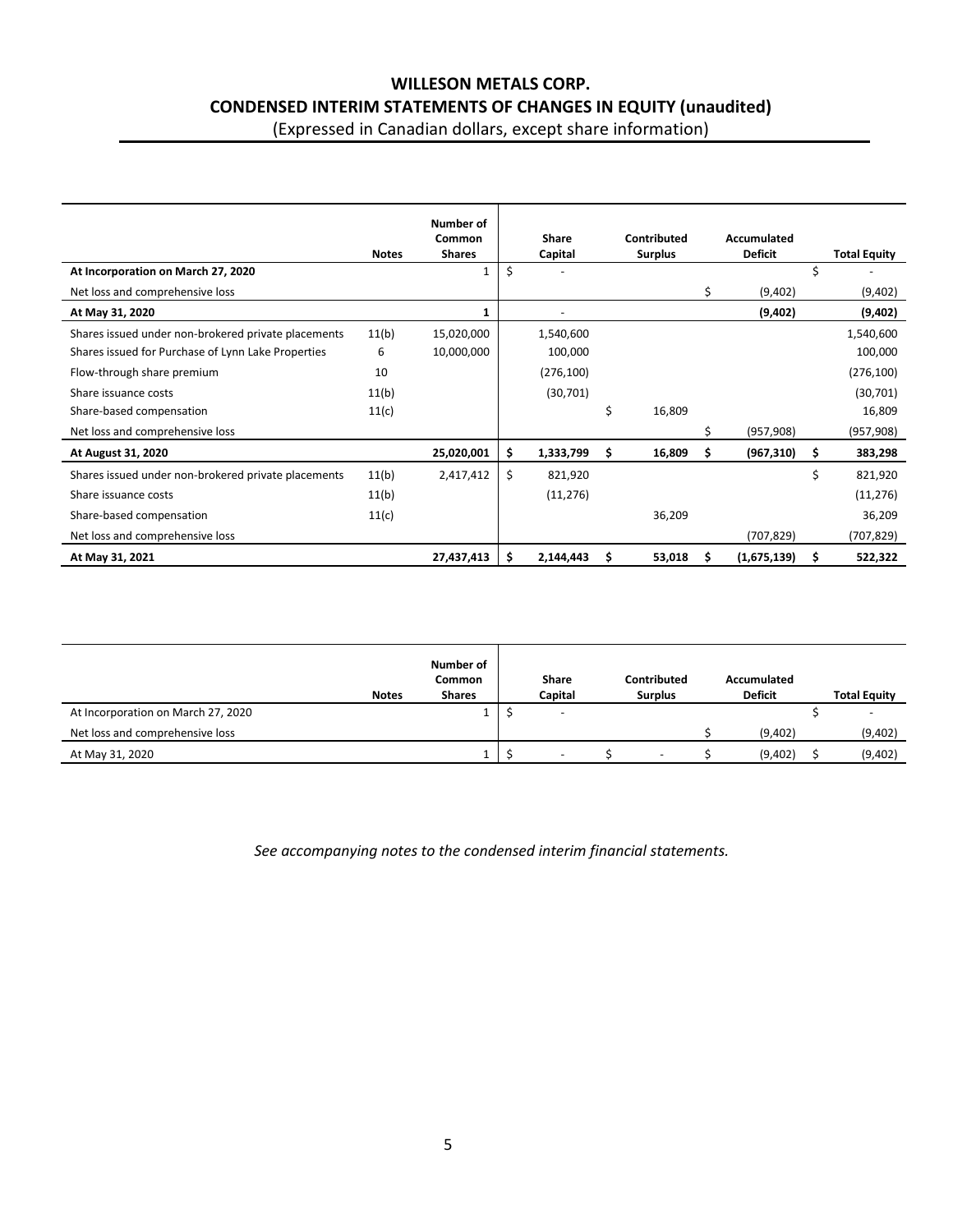# WILLESON METALS CORP.

## CONDENSED INTERIM STATEMENTS OF CHANGES IN EQUITY (unaudited)

(Expressed in Canadian dollars, except share information)

| | Notes | Number of Common Shares | Share Capital | Contributed Surplus | Accumulated Deficit | Total Equity |
|---|---|---|---|---|---|---|
| **At Incorporation on March 27, 2020** | | 1 | $ - | | | $ - |
| Net loss and comprehensive loss | | | | | $ (9,402) | (9,402) |
| **At May 31, 2020** | | **1** | - | | **(9,402)** | **(9,402)** |
| Shares issued under non-brokered private placements | 11(b) | 15,020,000 | 1,540,600 | | | 1,540,600 |
| Shares issued for Purchase of Lynn Lake Properties | 6 | 10,000,000 | 100,000 | | | 100,000 |
| Flow-through share premium | 10 | | (276,100) | | | (276,100) |
| Share issuance costs | 11(b) | | (30,701) | | | (30,701) |
| Share-based compensation | 11(c) | | | $ 16,809 | | 16,809 |
| Net loss and comprehensive loss | | | | | $ (957,908) | (957,908) |
| **At August 31, 2020** | | **25,020,001** | **$ 1,333,799** | **$ 16,809** | **$ (967,310)** | **$ 383,298** |
| Shares issued under non-brokered private placements | 11(b) | 2,417,412 | $ 821,920 | | | $ 821,920 |
| Share issuance costs | 11(b) | | (11,276) | | | (11,276) |
| Share-based compensation | 11(c) | | | 36,209 | | 36,209 |
| Net loss and comprehensive loss | | | | | (707,829) | (707,829) |
| **At May 31, 2021** | | **27,437,413** | **$ 2,144,443** | **$ 53,018** | **$ (1,675,139)** | **$ 522,322** |

| | Notes | Number of Common Shares | Share Capital | Contributed Surplus | Accumulated Deficit | Total Equity |
|---|---|---|---|---|---|---|
| At Incorporation on March 27, 2020 | | 1 | $ - | | | $ - |
| Net loss and comprehensive loss | | | | | $ (9,402) | (9,402) |
| At May 31, 2020 | | 1 | $ - | $ - | $ (9,402) | $ (9,402) |

*See accompanying notes to the condensed interim financial statements.*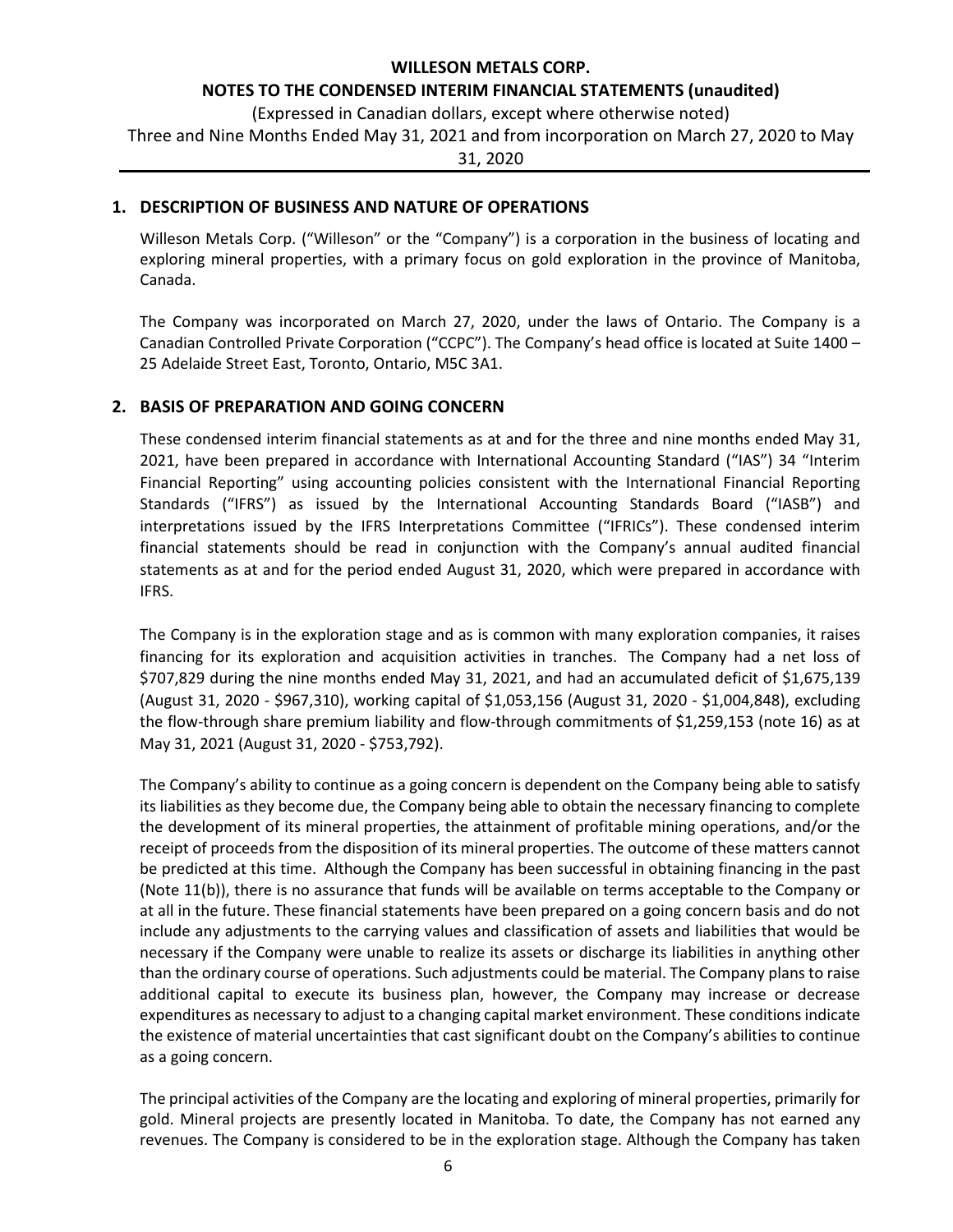## 1. DESCRIPTION OF BUSINESS AND NATURE OF OPERATIONS

Willeson Metals Corp. ("Willeson" or the "Company") is a corporation in the business of locating and exploring mineral properties, with a primary focus on gold exploration in the province of Manitoba, Canada.

The Company was incorporated on March 27, 2020, under the laws of Ontario. The Company is a Canadian Controlled Private Corporation ("CCPC"). The Company's head office is located at Suite 1400 – 25 Adelaide Street East, Toronto, Ontario, M5C 3A1.

## 2. BASIS OF PREPARATION AND GOING CONCERN

These condensed interim financial statements as at and for the three and nine months ended May 31, 2021, have been prepared in accordance with International Accounting Standard ("IAS") 34 "Interim Financial Reporting" using accounting policies consistent with the International Financial Reporting Standards ("IFRS") as issued by the International Accounting Standards Board ("IASB") and interpretations issued by the IFRS Interpretations Committee ("IFRICs"). These condensed interim financial statements should be read in conjunction with the Company's annual audited financial statements as at and for the period ended August 31, 2020, which were prepared in accordance with IFRS.

The Company is in the exploration stage and as is common with many exploration companies, it raises financing for its exploration and acquisition activities in tranches. The Company had a net loss of $707,829 during the nine months ended May 31, 2021, and had an accumulated deficit of $1,675,139 (August 31, 2020 - $967,310), working capital of $1,053,156 (August 31, 2020 - $1,004,848), excluding the flow-through share premium liability and flow-through commitments of $1,259,153 (note 16) as at May 31, 2021 (August 31, 2020 - $753,792).

The Company's ability to continue as a going concern is dependent on the Company being able to satisfy its liabilities as they become due, the Company being able to obtain the necessary financing to complete the development of its mineral properties, the attainment of profitable mining operations, and/or the receipt of proceeds from the disposition of its mineral properties. The outcome of these matters cannot be predicted at this time. Although the Company has been successful in obtaining financing in the past (Note 11(b)), there is no assurance that funds will be available on terms acceptable to the Company or at all in the future. These financial statements have been prepared on a going concern basis and do not include any adjustments to the carrying values and classification of assets and liabilities that would be necessary if the Company were unable to realize its assets or discharge its liabilities in anything other than the ordinary course of operations. Such adjustments could be material. The Company plans to raise additional capital to execute its business plan, however, the Company may increase or decrease expenditures as necessary to adjust to a changing capital market environment. These conditions indicate the existence of material uncertainties that cast significant doubt on the Company's abilities to continue as a going concern.

The principal activities of the Company are the locating and exploring of mineral properties, primarily for gold. Mineral projects are presently located in Manitoba. To date, the Company has not earned any revenues. The Company is considered to be in the exploration stage. Although the Company has taken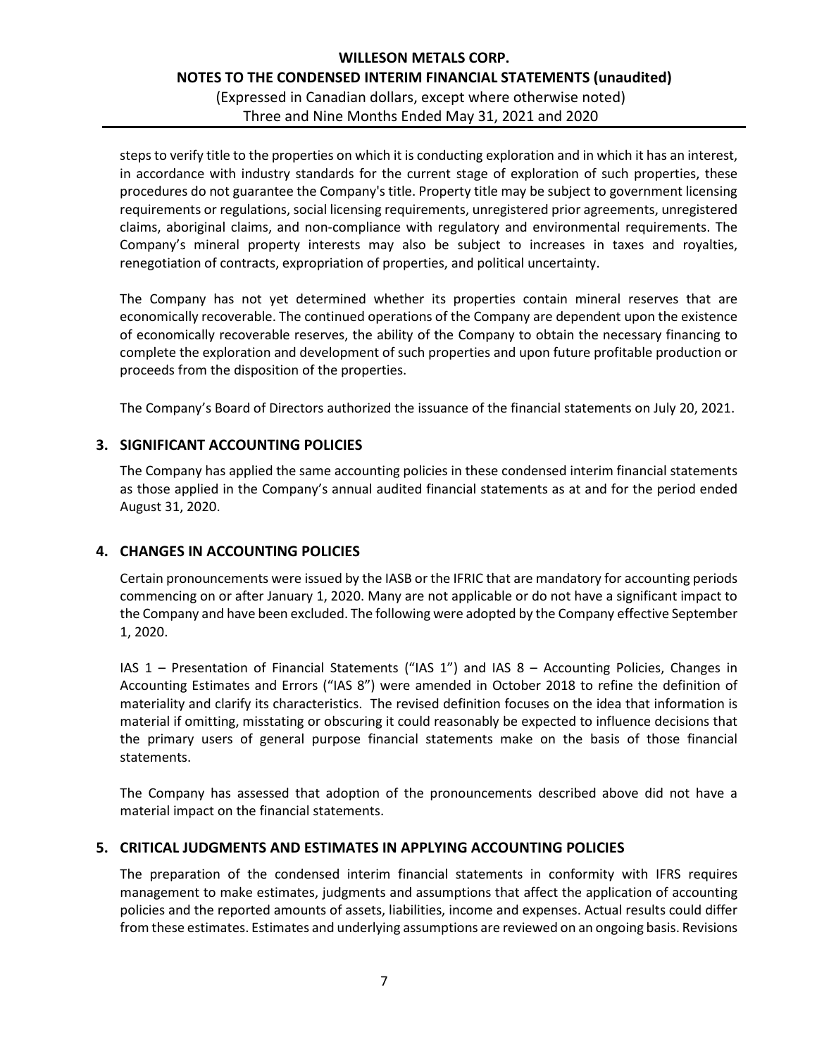steps to verify title to the properties on which it is conducting exploration and in which it has an interest, in accordance with industry standards for the current stage of exploration of such properties, these procedures do not guarantee the Company's title. Property title may be subject to government licensing requirements or regulations, social licensing requirements, unregistered prior agreements, unregistered claims, aboriginal claims, and non-compliance with regulatory and environmental requirements. The Company's mineral property interests may also be subject to increases in taxes and royalties, renegotiation of contracts, expropriation of properties, and political uncertainty.

The Company has not yet determined whether its properties contain mineral reserves that are economically recoverable. The continued operations of the Company are dependent upon the existence of economically recoverable reserves, the ability of the Company to obtain the necessary financing to complete the exploration and development of such properties and upon future profitable production or proceeds from the disposition of the properties.

The Company's Board of Directors authorized the issuance of the financial statements on July 20, 2021.

## 3. SIGNIFICANT ACCOUNTING POLICIES

The Company has applied the same accounting policies in these condensed interim financial statements as those applied in the Company's annual audited financial statements as at and for the period ended August 31, 2020.

## 4. CHANGES IN ACCOUNTING POLICIES

Certain pronouncements were issued by the IASB or the IFRIC that are mandatory for accounting periods commencing on or after January 1, 2020. Many are not applicable or do not have a significant impact to the Company and have been excluded. The following were adopted by the Company effective September 1, 2020.

IAS 1 – Presentation of Financial Statements ("IAS 1") and IAS 8 – Accounting Policies, Changes in Accounting Estimates and Errors ("IAS 8") were amended in October 2018 to refine the definition of materiality and clarify its characteristics. The revised definition focuses on the idea that information is material if omitting, misstating or obscuring it could reasonably be expected to influence decisions that the primary users of general purpose financial statements make on the basis of those financial statements.

The Company has assessed that adoption of the pronouncements described above did not have a material impact on the financial statements.

## 5. CRITICAL JUDGMENTS AND ESTIMATES IN APPLYING ACCOUNTING POLICIES

The preparation of the condensed interim financial statements in conformity with IFRS requires management to make estimates, judgments and assumptions that affect the application of accounting policies and the reported amounts of assets, liabilities, income and expenses. Actual results could differ from these estimates. Estimates and underlying assumptions are reviewed on an ongoing basis. Revisions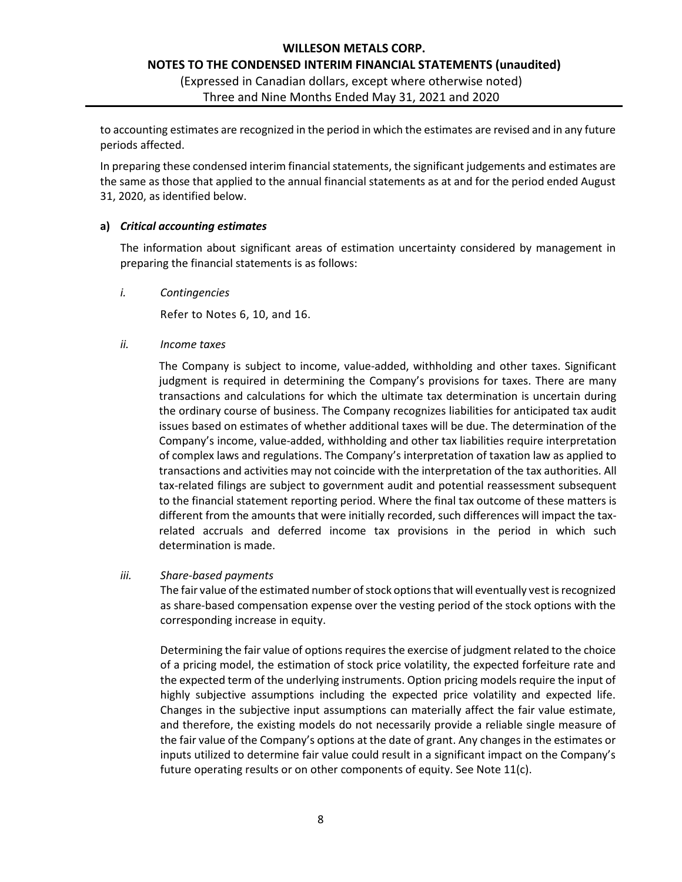to accounting estimates are recognized in the period in which the estimates are revised and in any future periods affected.

In preparing these condensed interim financial statements, the significant judgements and estimates are the same as those that applied to the annual financial statements as at and for the period ended August 31, 2020, as identified below.

**a)** ***Critical accounting estimates***

The information about significant areas of estimation uncertainty considered by management in preparing the financial statements is as follows:

*i.* *Contingencies*

Refer to Notes 6, 10, and 16.

*ii.* *Income taxes*

The Company is subject to income, value-added, withholding and other taxes. Significant judgment is required in determining the Company's provisions for taxes. There are many transactions and calculations for which the ultimate tax determination is uncertain during the ordinary course of business. The Company recognizes liabilities for anticipated tax audit issues based on estimates of whether additional taxes will be due. The determination of the Company's income, value-added, withholding and other tax liabilities require interpretation of complex laws and regulations. The Company's interpretation of taxation law as applied to transactions and activities may not coincide with the interpretation of the tax authorities. All tax-related filings are subject to government audit and potential reassessment subsequent to the financial statement reporting period. Where the final tax outcome of these matters is different from the amounts that were initially recorded, such differences will impact the tax-related accruals and deferred income tax provisions in the period in which such determination is made.

*iii.* *Share-based payments*

The fair value of the estimated number of stock options that will eventually vest is recognized as share-based compensation expense over the vesting period of the stock options with the corresponding increase in equity.

Determining the fair value of options requires the exercise of judgment related to the choice of a pricing model, the estimation of stock price volatility, the expected forfeiture rate and the expected term of the underlying instruments. Option pricing models require the input of highly subjective assumptions including the expected price volatility and expected life. Changes in the subjective input assumptions can materially affect the fair value estimate, and therefore, the existing models do not necessarily provide a reliable single measure of the fair value of the Company's options at the date of grant. Any changes in the estimates or inputs utilized to determine fair value could result in a significant impact on the Company's future operating results or on other components of equity. See Note 11(c).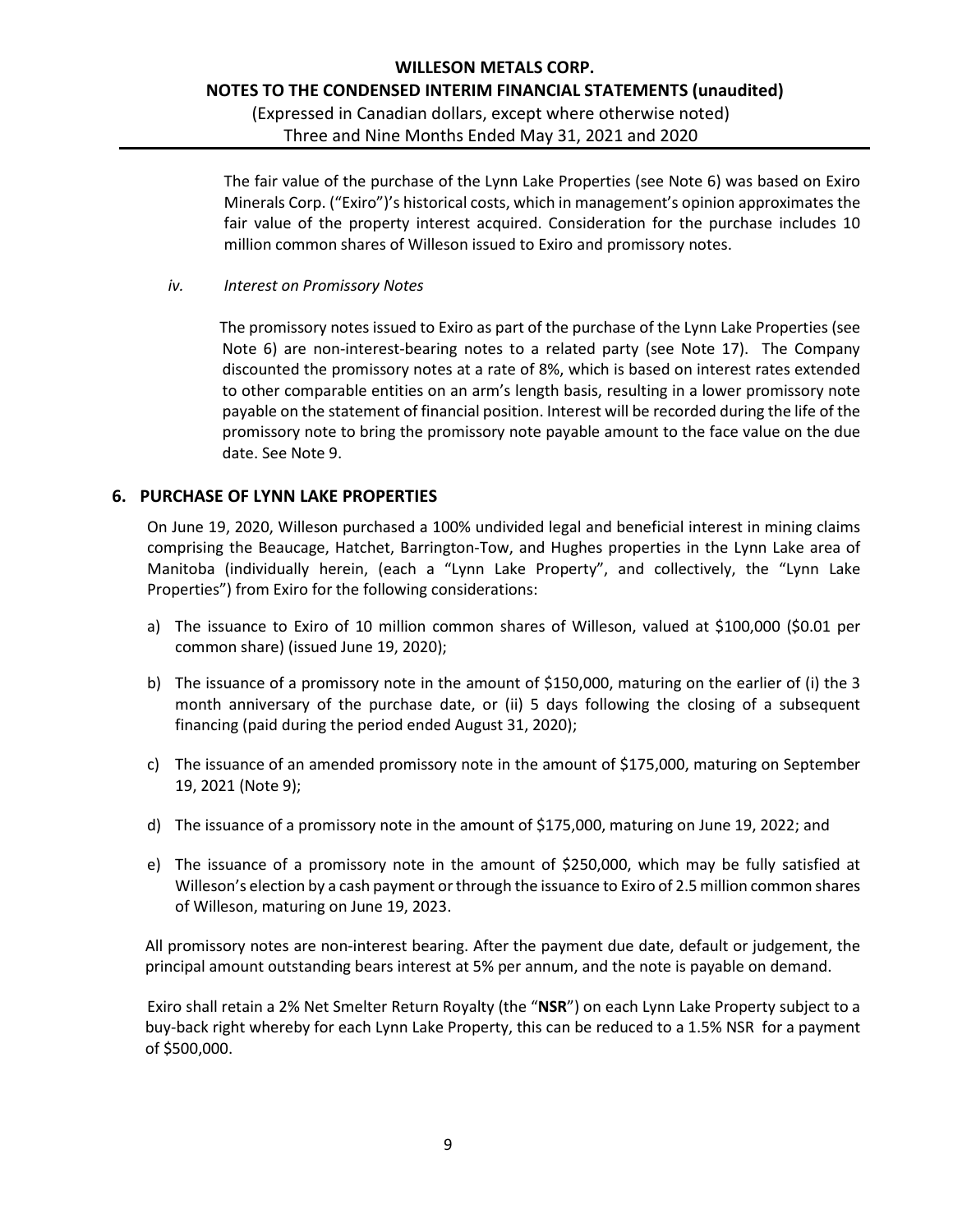The fair value of the purchase of the Lynn Lake Properties (see Note 6) was based on Exiro Minerals Corp. ("Exiro")'s historical costs, which in management's opinion approximates the fair value of the property interest acquired. Consideration for the purchase includes 10 million common shares of Willeson issued to Exiro and promissory notes.

*iv. Interest on Promissory Notes*

The promissory notes issued to Exiro as part of the purchase of the Lynn Lake Properties (see Note 6) are non-interest-bearing notes to a related party (see Note 17). The Company discounted the promissory notes at a rate of 8%, which is based on interest rates extended to other comparable entities on an arm's length basis, resulting in a lower promissory note payable on the statement of financial position. Interest will be recorded during the life of the promissory note to bring the promissory note payable amount to the face value on the due date. See Note 9.

## 6. PURCHASE OF LYNN LAKE PROPERTIES

On June 19, 2020, Willeson purchased a 100% undivided legal and beneficial interest in mining claims comprising the Beaucage, Hatchet, Barrington-Tow, and Hughes properties in the Lynn Lake area of Manitoba (individually herein, (each a "Lynn Lake Property", and collectively, the "Lynn Lake Properties") from Exiro for the following considerations:

a) The issuance to Exiro of 10 million common shares of Willeson, valued at $100,000 ($0.01 per common share) (issued June 19, 2020);

b) The issuance of a promissory note in the amount of $150,000, maturing on the earlier of (i) the 3 month anniversary of the purchase date, or (ii) 5 days following the closing of a subsequent financing (paid during the period ended August 31, 2020);

c) The issuance of an amended promissory note in the amount of $175,000, maturing on September 19, 2021 (Note 9);

d) The issuance of a promissory note in the amount of $175,000, maturing on June 19, 2022; and

e) The issuance of a promissory note in the amount of $250,000, which may be fully satisfied at Willeson's election by a cash payment or through the issuance to Exiro of 2.5 million common shares of Willeson, maturing on June 19, 2023.

All promissory notes are non-interest bearing. After the payment due date, default or judgement, the principal amount outstanding bears interest at 5% per annum, and the note is payable on demand.

Exiro shall retain a 2% Net Smelter Return Royalty (the "**NSR**") on each Lynn Lake Property subject to a buy-back right whereby for each Lynn Lake Property, this can be reduced to a 1.5% NSR for a payment of $500,000.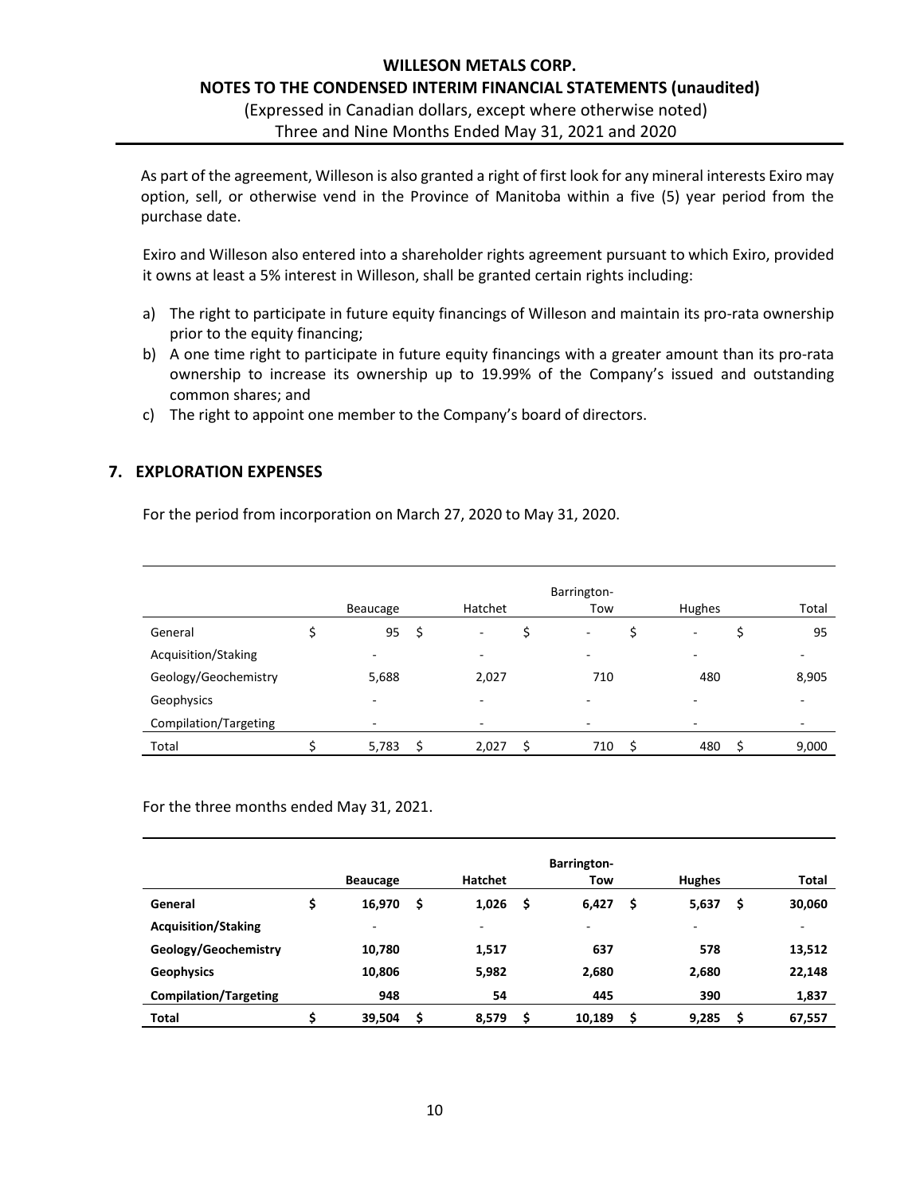As part of the agreement, Willeson is also granted a right of first look for any mineral interests Exiro may option, sell, or otherwise vend in the Province of Manitoba within a five (5) year period from the purchase date.

Exiro and Willeson also entered into a shareholder rights agreement pursuant to which Exiro, provided it owns at least a 5% interest in Willeson, shall be granted certain rights including:

a) The right to participate in future equity financings of Willeson and maintain its pro-rata ownership prior to the equity financing;
b) A one time right to participate in future equity financings with a greater amount than its pro-rata ownership to increase its ownership up to 19.99% of the Company's issued and outstanding common shares; and
c) The right to appoint one member to the Company's board of directors.

## 7. EXPLORATION EXPENSES

For the period from incorporation on March 27, 2020 to May 31, 2020.

| | Beaucage | Hatchet | Barrington-Tow | Hughes | Total |
|---|---|---|---|---|---|
| General | $ 95 | $ - | $ - | $ - | $ 95 |
| Acquisition/Staking | - | - | - | - | - |
| Geology/Geochemistry | 5,688 | 2,027 | 710 | 480 | 8,905 |
| Geophysics | - | - | - | - | - |
| Compilation/Targeting | - | - | - | - | - |
| Total | $ 5,783 | $ 2,027 | $ 710 | $ 480 | $ 9,000 |

For the three months ended May 31, 2021.

| | **Beaucage** | **Hatchet** | **Barrington-Tow** | **Hughes** | **Total** |
|---|---|---|---|---|---|
| **General** | **$ 16,970** | **$ 1,026** | **$ 6,427** | **$ 5,637** | **$ 30,060** |
| **Acquisition/Staking** | - | - | - | - | - |
| **Geology/Geochemistry** | **10,780** | **1,517** | **637** | **578** | **13,512** |
| **Geophysics** | **10,806** | **5,982** | **2,680** | **2,680** | **22,148** |
| **Compilation/Targeting** | **948** | **54** | **445** | **390** | **1,837** |
| **Total** | **$ 39,504** | **$ 8,579** | **$ 10,189** | **$ 9,285** | **$ 67,557** |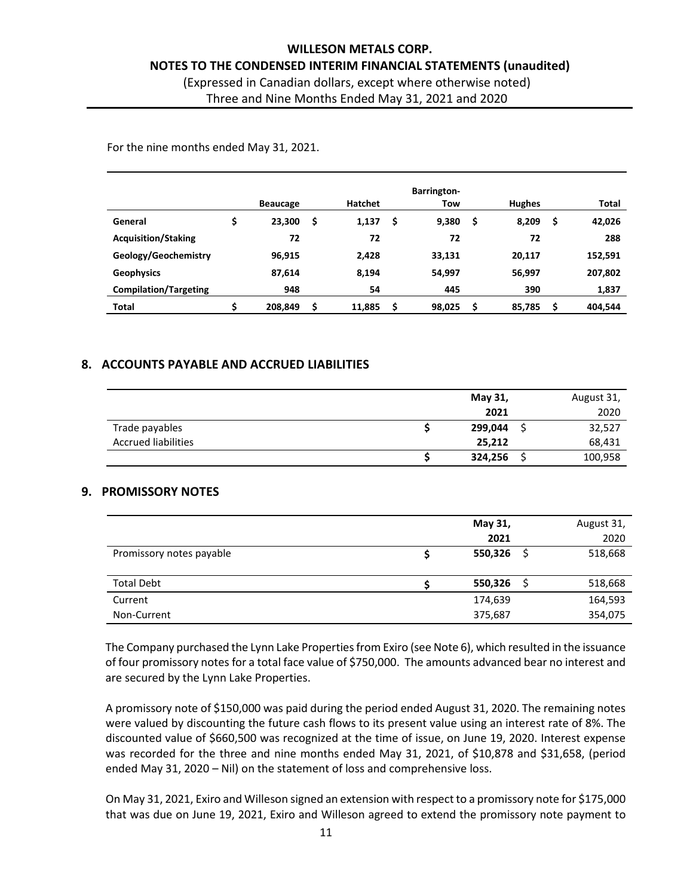For the nine months ended May 31, 2021.

| | Beaucage | Hatchet | Barrington-Tow | Hughes | Total |
|---|---|---|---|---|---|
| **General** | $ 23,300 | $ 1,137 | $ 9,380 | $ 8,209 | $ 42,026 |
| **Acquisition/Staking** | 72 | 72 | 72 | 72 | 288 |
| **Geology/Geochemistry** | 96,915 | 2,428 | 33,131 | 20,117 | 152,591 |
| **Geophysics** | 87,614 | 8,194 | 54,997 | 56,997 | 207,802 |
| **Compilation/Targeting** | 948 | 54 | 445 | 390 | 1,837 |
| **Total** | $ 208,849 | $ 11,885 | $ 98,025 | $ 85,785 | $ 404,544 |

## 8. ACCOUNTS PAYABLE AND ACCRUED LIABILITIES

| | May 31, 2021 | August 31, 2020 |
|---|---|---|
| Trade payables | $ 299,044 | $ 32,527 |
| Accrued liabilities | 25,212 | 68,431 |
| | $ 324,256 | $ 100,958 |

## 9. PROMISSORY NOTES

| | May 31, 2021 | August 31, 2020 |
|---|---|---|
| Promissory notes payable | $ 550,326 | $ 518,668 |
| Total Debt | $ 550,326 | $ 518,668 |
| Current | 174,639 | 164,593 |
| Non-Current | 375,687 | 354,075 |

The Company purchased the Lynn Lake Properties from Exiro (see Note 6), which resulted in the issuance of four promissory notes for a total face value of $750,000. The amounts advanced bear no interest and are secured by the Lynn Lake Properties.

A promissory note of $150,000 was paid during the period ended August 31, 2020. The remaining notes were valued by discounting the future cash flows to its present value using an interest rate of 8%. The discounted value of $660,500 was recognized at the time of issue, on June 19, 2020. Interest expense was recorded for the three and nine months ended May 31, 2021, of $10,878 and $31,658, (period ended May 31, 2020 – Nil) on the statement of loss and comprehensive loss.

On May 31, 2021, Exiro and Willeson signed an extension with respect to a promissory note for $175,000 that was due on June 19, 2021, Exiro and Willeson agreed to extend the promissory note payment to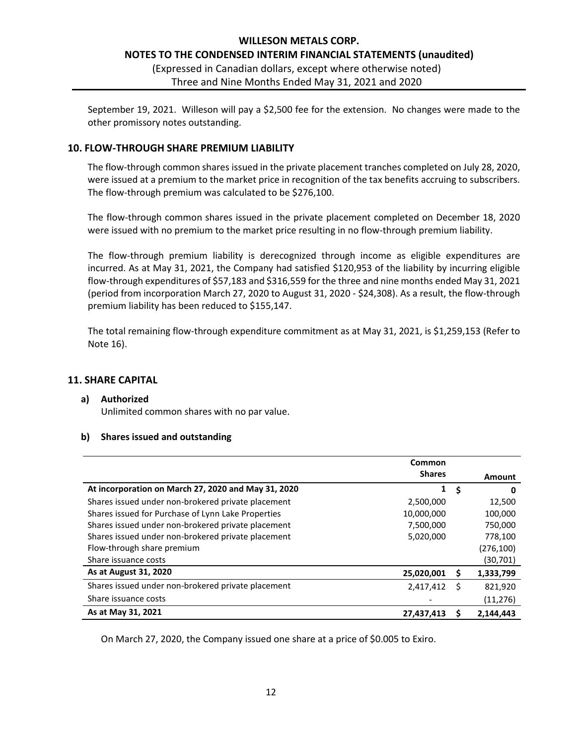September 19, 2021. Willeson will pay a $2,500 fee for the extension. No changes were made to the other promissory notes outstanding.

## 10. FLOW-THROUGH SHARE PREMIUM LIABILITY

The flow-through common shares issued in the private placement tranches completed on July 28, 2020, were issued at a premium to the market price in recognition of the tax benefits accruing to subscribers. The flow-through premium was calculated to be $276,100.

The flow-through common shares issued in the private placement completed on December 18, 2020 were issued with no premium to the market price resulting in no flow-through premium liability.

The flow-through premium liability is derecognized through income as eligible expenditures are incurred. As at May 31, 2021, the Company had satisfied $120,953 of the liability by incurring eligible flow-through expenditures of $57,183 and $316,559 for the three and nine months ended May 31, 2021 (period from incorporation March 27, 2020 to August 31, 2020 - $24,308). As a result, the flow-through premium liability has been reduced to $155,147.

The total remaining flow-through expenditure commitment as at May 31, 2021, is $1,259,153 (Refer to Note 16).

## 11. SHARE CAPITAL

### a) Authorized

Unlimited common shares with no par value.

### b) Shares issued and outstanding

| | Common Shares | | Amount |
|---|---|---|---|
| **At incorporation on March 27, 2020 and May 31, 2020** | **1** | **$** | **0** |
| Shares issued under non-brokered private placement | 2,500,000 | | 12,500 |
| Shares issued for Purchase of Lynn Lake Properties | 10,000,000 | | 100,000 |
| Shares issued under non-brokered private placement | 7,500,000 | | 750,000 |
| Shares issued under non-brokered private placement | 5,020,000 | | 778,100 |
| Flow-through share premium | | | (276,100) |
| Share issuance costs | | | (30,701) |
| **As at August 31, 2020** | **25,020,001** | **$** | **1,333,799** |
| Shares issued under non-brokered private placement | 2,417,412 | $ | 821,920 |
| Share issuance costs | - | | (11,276) |
| **As at May 31, 2021** | **27,437,413** | **$** | **2,144,443** |

On March 27, 2020, the Company issued one share at a price of $0.005 to Exiro.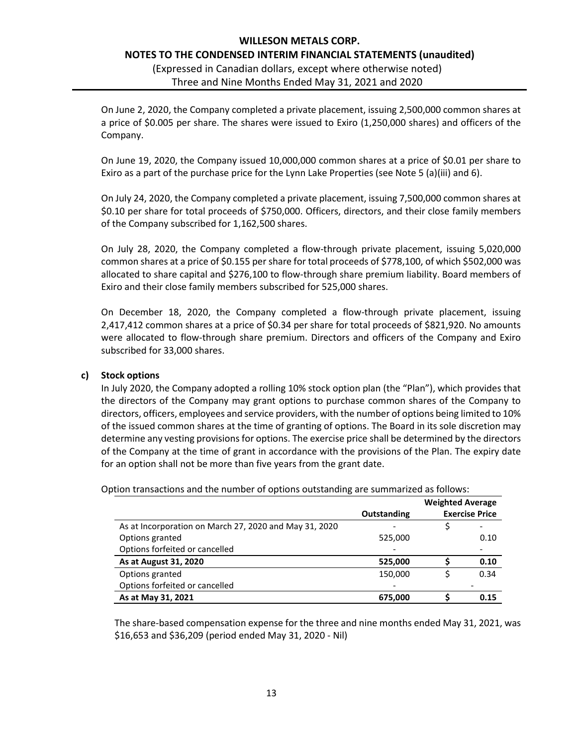On June 2, 2020, the Company completed a private placement, issuing 2,500,000 common shares at a price of $0.005 per share. The shares were issued to Exiro (1,250,000 shares) and officers of the Company.

On June 19, 2020, the Company issued 10,000,000 common shares at a price of $0.01 per share to Exiro as a part of the purchase price for the Lynn Lake Properties (see Note 5 (a)(iii) and 6).

On July 24, 2020, the Company completed a private placement, issuing 7,500,000 common shares at $0.10 per share for total proceeds of $750,000. Officers, directors, and their close family members of the Company subscribed for 1,162,500 shares.

On July 28, 2020, the Company completed a flow-through private placement, issuing 5,020,000 common shares at a price of $0.155 per share for total proceeds of $778,100, of which $502,000 was allocated to share capital and $276,100 to flow-through share premium liability. Board members of Exiro and their close family members subscribed for 525,000 shares.

On December 18, 2020, the Company completed a flow-through private placement, issuing 2,417,412 common shares at a price of $0.34 per share for total proceeds of $821,920. No amounts were allocated to flow-through share premium. Directors and officers of the Company and Exiro subscribed for 33,000 shares.

**c) Stock options**

In July 2020, the Company adopted a rolling 10% stock option plan (the "Plan"), which provides that the directors of the Company may grant options to purchase common shares of the Company to directors, officers, employees and service providers, with the number of options being limited to 10% of the issued common shares at the time of granting of options. The Board in its sole discretion may determine any vesting provisions for options. The exercise price shall be determined by the directors of the Company at the time of grant in accordance with the provisions of the Plan. The expiry date for an option shall not be more than five years from the grant date.

Option transactions and the number of options outstanding are summarized as follows:

| | Outstanding | Weighted Average Exercise Price |
|---|---|---|
| As at Incorporation on March 27, 2020 and May 31, 2020 | - | $ - |
| Options granted | 525,000 | 0.10 |
| Options forfeited or cancelled | - | - |
| **As at August 31, 2020** | **525,000** | **$ 0.10** |
| Options granted | 150,000 | $ 0.34 |
| Options forfeited or cancelled | - | - |
| **As at May 31, 2021** | **675,000** | **$ 0.15** |

The share-based compensation expense for the three and nine months ended May 31, 2021, was $16,653 and $36,209 (period ended May 31, 2020 - Nil)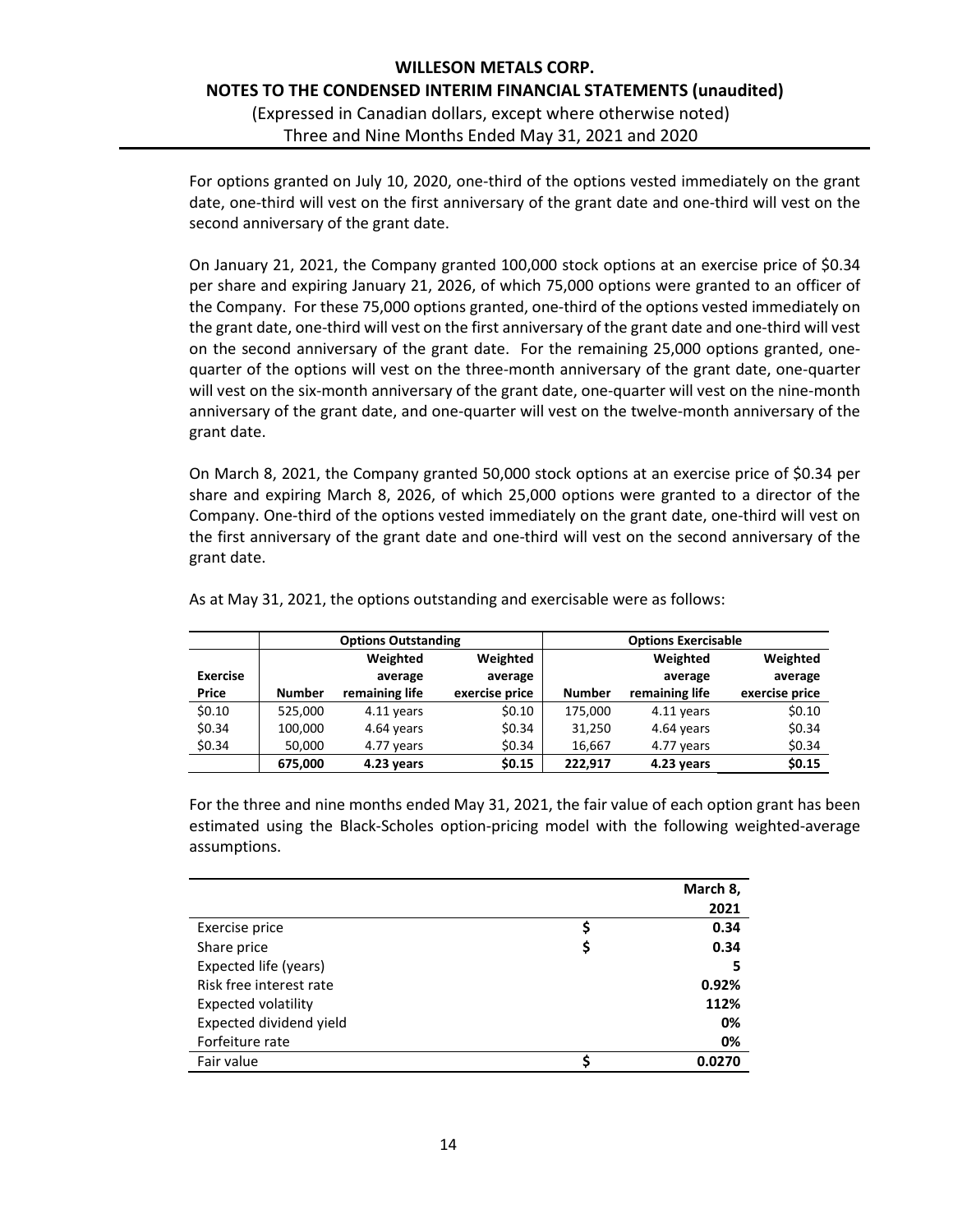For options granted on July 10, 2020, one-third of the options vested immediately on the grant date, one-third will vest on the first anniversary of the grant date and one-third will vest on the second anniversary of the grant date.

On January 21, 2021, the Company granted 100,000 stock options at an exercise price of $0.34 per share and expiring January 21, 2026, of which 75,000 options were granted to an officer of the Company. For these 75,000 options granted, one-third of the options vested immediately on the grant date, one-third will vest on the first anniversary of the grant date and one-third will vest on the second anniversary of the grant date. For the remaining 25,000 options granted, one-quarter of the options will vest on the three-month anniversary of the grant date, one-quarter will vest on the six-month anniversary of the grant date, one-quarter will vest on the nine-month anniversary of the grant date, and one-quarter will vest on the twelve-month anniversary of the grant date.

On March 8, 2021, the Company granted 50,000 stock options at an exercise price of $0.34 per share and expiring March 8, 2026, of which 25,000 options were granted to a director of the Company. One-third of the options vested immediately on the grant date, one-third will vest on the first anniversary of the grant date and one-third will vest on the second anniversary of the grant date.

As at May 31, 2021, the options outstanding and exercisable were as follows:

| | Options Outstanding | | | Options Exercisable | | |
|---|---|---|---|---|---|---|
| Exercise Price | Number | Weighted average remaining life | Weighted average exercise price | Number | Weighted average remaining life | Weighted average exercise price |
| $0.10 | 525,000 | 4.11 years | $0.10 | 175,000 | 4.11 years | $0.10 |
| $0.34 | 100,000 | 4.64 years | $0.34 | 31,250 | 4.64 years | $0.34 |
| $0.34 | 50,000 | 4.77 years | $0.34 | 16,667 | 4.77 years | $0.34 |
| | **675,000** | **4.23 years** | **$0.15** | **222,917** | **4.23 years** | **$0.15** |

For the three and nine months ended May 31, 2021, the fair value of each option grant has been estimated using the Black-Scholes option-pricing model with the following weighted-average assumptions.

| | | March 8, 2021 |
|---|---|---|
| Exercise price | $ | **0.34** |
| Share price | $ | **0.34** |
| Expected life (years) | | **5** |
| Risk free interest rate | | **0.92%** |
| Expected volatility | | **112%** |
| Expected dividend yield | | **0%** |
| Forfeiture rate | | **0%** |
| Fair value | $ | **0.0270** |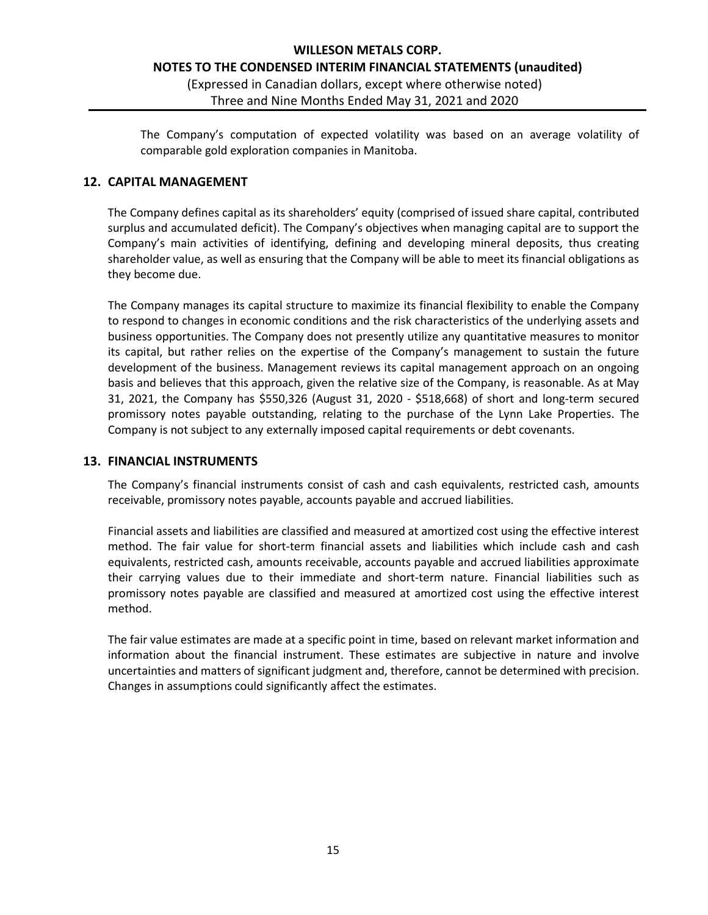The Company's computation of expected volatility was based on an average volatility of comparable gold exploration companies in Manitoba.

## 12. CAPITAL MANAGEMENT

The Company defines capital as its shareholders' equity (comprised of issued share capital, contributed surplus and accumulated deficit). The Company's objectives when managing capital are to support the Company's main activities of identifying, defining and developing mineral deposits, thus creating shareholder value, as well as ensuring that the Company will be able to meet its financial obligations as they become due.

The Company manages its capital structure to maximize its financial flexibility to enable the Company to respond to changes in economic conditions and the risk characteristics of the underlying assets and business opportunities. The Company does not presently utilize any quantitative measures to monitor its capital, but rather relies on the expertise of the Company's management to sustain the future development of the business. Management reviews its capital management approach on an ongoing basis and believes that this approach, given the relative size of the Company, is reasonable. As at May 31, 2021, the Company has $550,326 (August 31, 2020 - $518,668) of short and long-term secured promissory notes payable outstanding, relating to the purchase of the Lynn Lake Properties. The Company is not subject to any externally imposed capital requirements or debt covenants.

## 13. FINANCIAL INSTRUMENTS

The Company's financial instruments consist of cash and cash equivalents, restricted cash, amounts receivable, promissory notes payable, accounts payable and accrued liabilities.

Financial assets and liabilities are classified and measured at amortized cost using the effective interest method. The fair value for short-term financial assets and liabilities which include cash and cash equivalents, restricted cash, amounts receivable, accounts payable and accrued liabilities approximate their carrying values due to their immediate and short-term nature. Financial liabilities such as promissory notes payable are classified and measured at amortized cost using the effective interest method.

The fair value estimates are made at a specific point in time, based on relevant market information and information about the financial instrument. These estimates are subjective in nature and involve uncertainties and matters of significant judgment and, therefore, cannot be determined with precision. Changes in assumptions could significantly affect the estimates.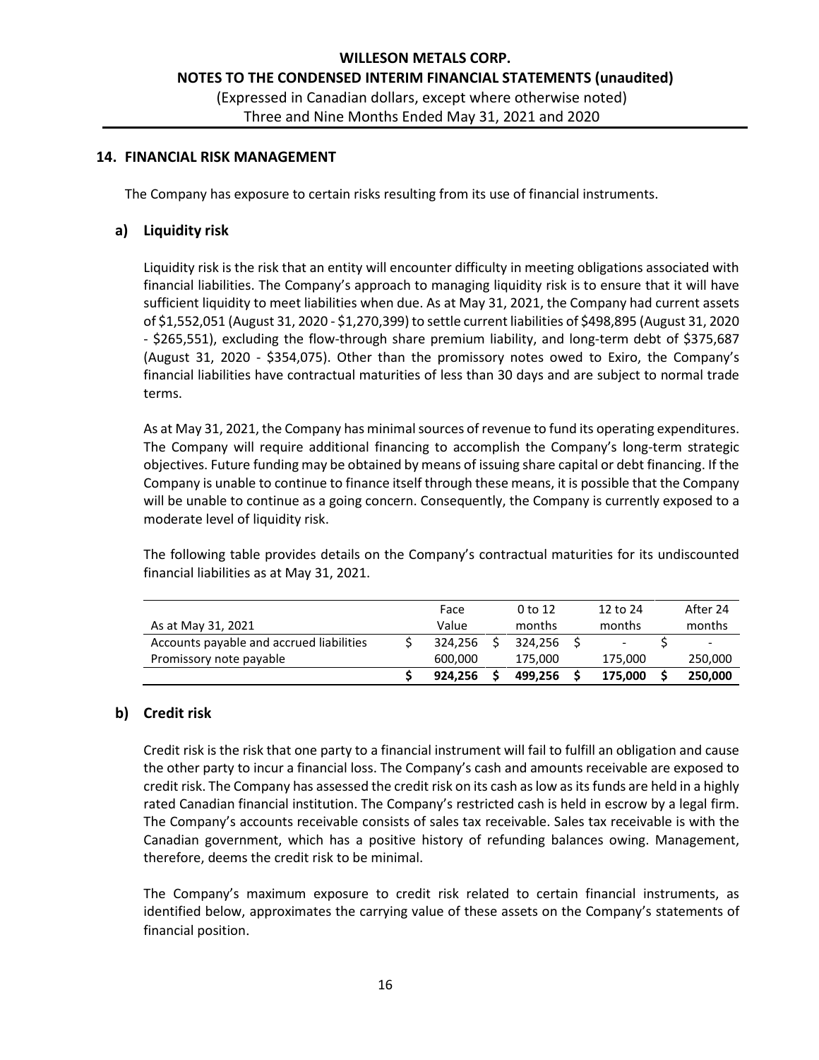## 14. FINANCIAL RISK MANAGEMENT

The Company has exposure to certain risks resulting from its use of financial instruments.

### a) Liquidity risk

Liquidity risk is the risk that an entity will encounter difficulty in meeting obligations associated with financial liabilities. The Company's approach to managing liquidity risk is to ensure that it will have sufficient liquidity to meet liabilities when due. As at May 31, 2021, the Company had current assets of $1,552,051 (August 31, 2020 - $1,270,399) to settle current liabilities of $498,895 (August 31, 2020 - $265,551), excluding the flow-through share premium liability, and long-term debt of $375,687 (August 31, 2020 - $354,075). Other than the promissory notes owed to Exiro, the Company's financial liabilities have contractual maturities of less than 30 days and are subject to normal trade terms.

As at May 31, 2021, the Company has minimal sources of revenue to fund its operating expenditures. The Company will require additional financing to accomplish the Company's long-term strategic objectives. Future funding may be obtained by means of issuing share capital or debt financing. If the Company is unable to continue to finance itself through these means, it is possible that the Company will be unable to continue as a going concern. Consequently, the Company is currently exposed to a moderate level of liquidity risk.

The following table provides details on the Company's contractual maturities for its undiscounted financial liabilities as at May 31, 2021.

| As at May 31, 2021 | Face Value | 0 to 12 months | 12 to 24 months | After 24 months |
|---|---|---|---|---|
| Accounts payable and accrued liabilities | $ 324,256 | $ 324,256 | $ - | $ - |
| Promissory note payable | 600,000 | 175,000 | 175,000 | 250,000 |
| | **$ 924,256** | **$ 499,256** | **$ 175,000** | **$ 250,000** |

### b) Credit risk

Credit risk is the risk that one party to a financial instrument will fail to fulfill an obligation and cause the other party to incur a financial loss. The Company's cash and amounts receivable are exposed to credit risk. The Company has assessed the credit risk on its cash as low as its funds are held in a highly rated Canadian financial institution. The Company's restricted cash is held in escrow by a legal firm. The Company's accounts receivable consists of sales tax receivable. Sales tax receivable is with the Canadian government, which has a positive history of refunding balances owing. Management, therefore, deems the credit risk to be minimal.

The Company's maximum exposure to credit risk related to certain financial instruments, as identified below, approximates the carrying value of these assets on the Company's statements of financial position.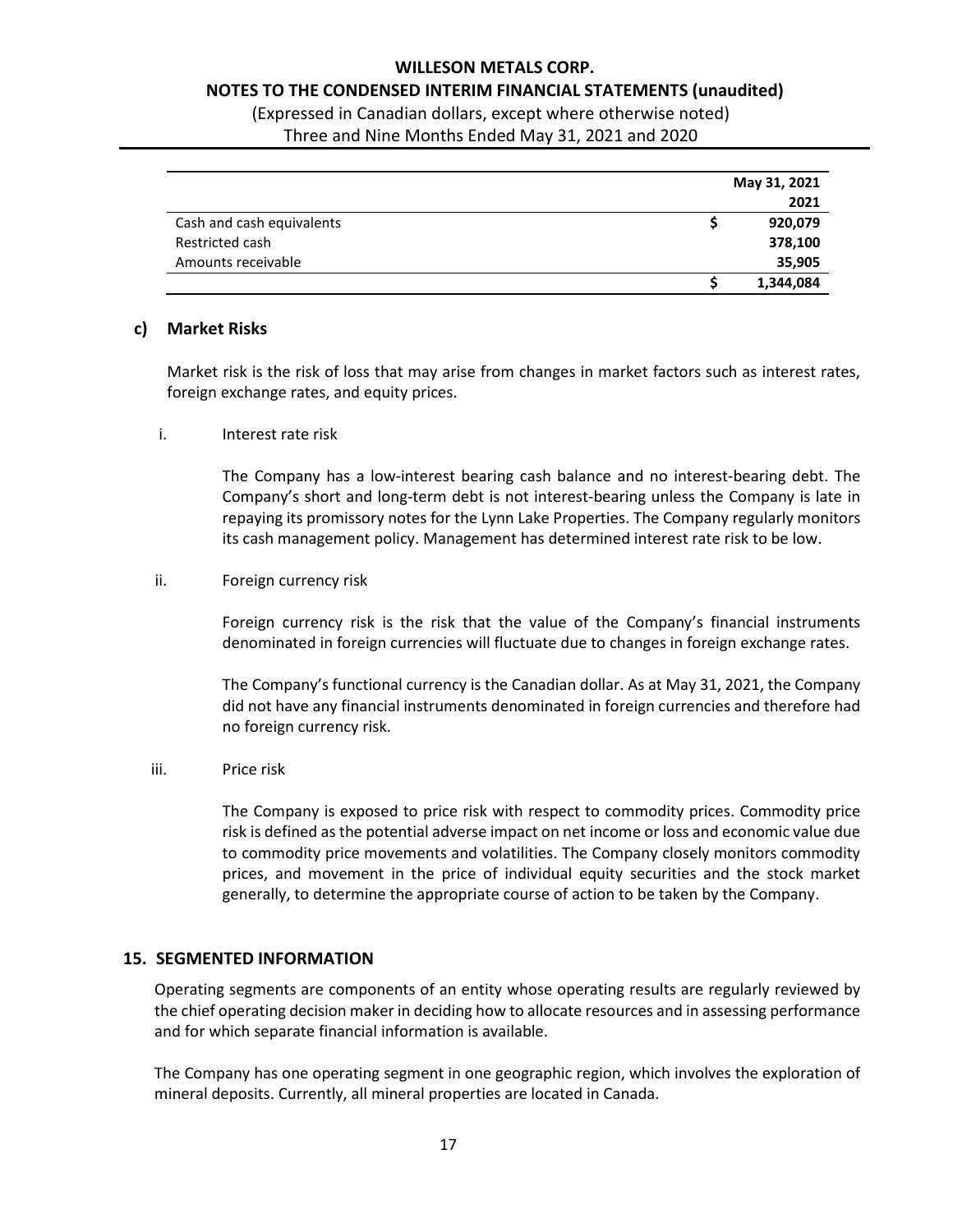| | May 31, 2021 |
| --- | --- |
| | 2021 |
| Cash and cash equivalents | $ 920,079 |
| Restricted cash | 378,100 |
| Amounts receivable | 35,905 |
| | $ 1,344,084 |

### c) Market Risks

Market risk is the risk of loss that may arise from changes in market factors such as interest rates, foreign exchange rates, and equity prices.

i. Interest rate risk

The Company has a low-interest bearing cash balance and no interest-bearing debt. The Company's short and long-term debt is not interest-bearing unless the Company is late in repaying its promissory notes for the Lynn Lake Properties. The Company regularly monitors its cash management policy. Management has determined interest rate risk to be low.

ii. Foreign currency risk

Foreign currency risk is the risk that the value of the Company's financial instruments denominated in foreign currencies will fluctuate due to changes in foreign exchange rates.

The Company's functional currency is the Canadian dollar. As at May 31, 2021, the Company did not have any financial instruments denominated in foreign currencies and therefore had no foreign currency risk.

iii. Price risk

The Company is exposed to price risk with respect to commodity prices. Commodity price risk is defined as the potential adverse impact on net income or loss and economic value due to commodity price movements and volatilities. The Company closely monitors commodity prices, and movement in the price of individual equity securities and the stock market generally, to determine the appropriate course of action to be taken by the Company.

## 15. SEGMENTED INFORMATION

Operating segments are components of an entity whose operating results are regularly reviewed by the chief operating decision maker in deciding how to allocate resources and in assessing performance and for which separate financial information is available.

The Company has one operating segment in one geographic region, which involves the exploration of mineral deposits. Currently, all mineral properties are located in Canada.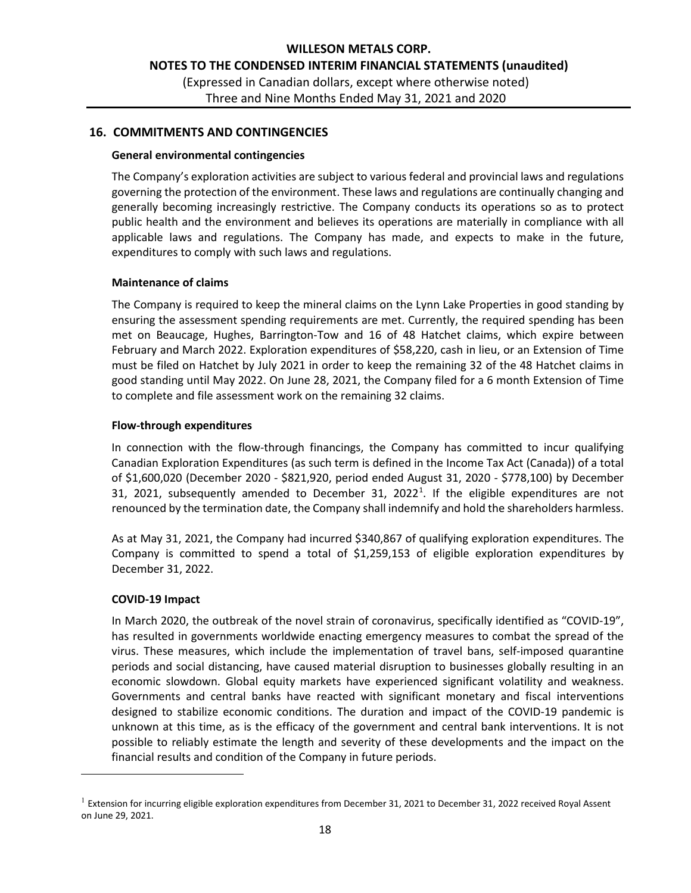## 16. COMMITMENTS AND CONTINGENCIES

### General environmental contingencies

The Company's exploration activities are subject to various federal and provincial laws and regulations governing the protection of the environment. These laws and regulations are continually changing and generally becoming increasingly restrictive. The Company conducts its operations so as to protect public health and the environment and believes its operations are materially in compliance with all applicable laws and regulations. The Company has made, and expects to make in the future, expenditures to comply with such laws and regulations.

### Maintenance of claims

The Company is required to keep the mineral claims on the Lynn Lake Properties in good standing by ensuring the assessment spending requirements are met. Currently, the required spending has been met on Beaucage, Hughes, Barrington-Tow and 16 of 48 Hatchet claims, which expire between February and March 2022. Exploration expenditures of $58,220, cash in lieu, or an Extension of Time must be filed on Hatchet by July 2021 in order to keep the remaining 32 of the 48 Hatchet claims in good standing until May 2022. On June 28, 2021, the Company filed for a 6 month Extension of Time to complete and file assessment work on the remaining 32 claims.

### Flow-through expenditures

In connection with the flow-through financings, the Company has committed to incur qualifying Canadian Exploration Expenditures (as such term is defined in the Income Tax Act (Canada)) of a total of $1,600,020 (December 2020 - $821,920, period ended August 31, 2020 - $778,100) by December 31, 2021, subsequently amended to December 31, 2022[1]. If the eligible expenditures are not renounced by the termination date, the Company shall indemnify and hold the shareholders harmless.

As at May 31, 2021, the Company had incurred $340,867 of qualifying exploration expenditures. The Company is committed to spend a total of $1,259,153 of eligible exploration expenditures by December 31, 2022.

### COVID-19 Impact

In March 2020, the outbreak of the novel strain of coronavirus, specifically identified as "COVID-19", has resulted in governments worldwide enacting emergency measures to combat the spread of the virus. These measures, which include the implementation of travel bans, self-imposed quarantine periods and social distancing, have caused material disruption to businesses globally resulting in an economic slowdown. Global equity markets have experienced significant volatility and weakness. Governments and central banks have reacted with significant monetary and fiscal interventions designed to stabilize economic conditions. The duration and impact of the COVID-19 pandemic is unknown at this time, as is the efficacy of the government and central bank interventions. It is not possible to reliably estimate the length and severity of these developments and the impact on the financial results and condition of the Company in future periods.

---

[1] Extension for incurring eligible exploration expenditures from December 31, 2021 to December 31, 2022 received Royal Assent on June 29, 2021.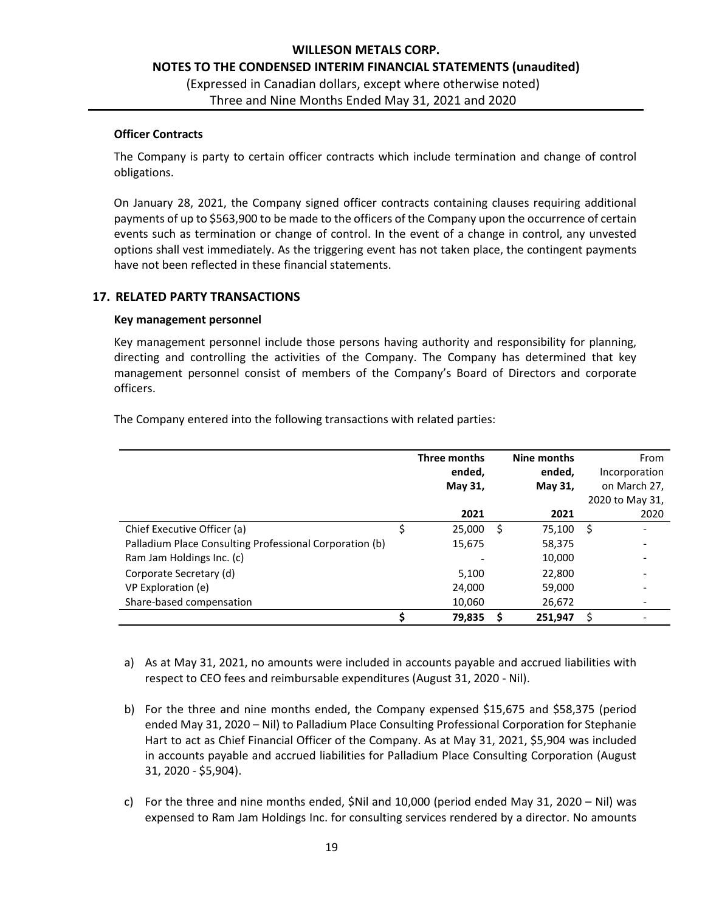### Officer Contracts

The Company is party to certain officer contracts which include termination and change of control obligations.

On January 28, 2021, the Company signed officer contracts containing clauses requiring additional payments of up to $563,900 to be made to the officers of the Company upon the occurrence of certain events such as termination or change of control. In the event of a change in control, any unvested options shall vest immediately. As the triggering event has not taken place, the contingent payments have not been reflected in these financial statements.

## 17. RELATED PARTY TRANSACTIONS

### Key management personnel

Key management personnel include those persons having authority and responsibility for planning, directing and controlling the activities of the Company. The Company has determined that key management personnel consist of members of the Company's Board of Directors and corporate officers.

The Company entered into the following transactions with related parties:

| | Three months ended, May 31, 2021 | Nine months ended, May 31, 2021 | From Incorporation on March 27, 2020 to May 31, 2020 |
|---|---|---|---|
| Chief Executive Officer (a) | $ 25,000 | $ 75,100 | $ - |
| Palladium Place Consulting Professional Corporation (b) | 15,675 | 58,375 | - |
| Ram Jam Holdings Inc. (c) | - | 10,000 | - |
| Corporate Secretary (d) | 5,100 | 22,800 | - |
| VP Exploration (e) | 24,000 | 59,000 | - |
| Share-based compensation | 10,060 | 26,672 | - |
| | **$ 79,835** | **$ 251,947** | $ - |

a) As at May 31, 2021, no amounts were included in accounts payable and accrued liabilities with respect to CEO fees and reimbursable expenditures (August 31, 2020 - Nil).

b) For the three and nine months ended, the Company expensed $15,675 and $58,375 (period ended May 31, 2020 – Nil) to Palladium Place Consulting Professional Corporation for Stephanie Hart to act as Chief Financial Officer of the Company. As at May 31, 2021, $5,904 was included in accounts payable and accrued liabilities for Palladium Place Consulting Corporation (August 31, 2020 - $5,904).

c) For the three and nine months ended, $Nil and 10,000 (period ended May 31, 2020 – Nil) was expensed to Ram Jam Holdings Inc. for consulting services rendered by a director. No amounts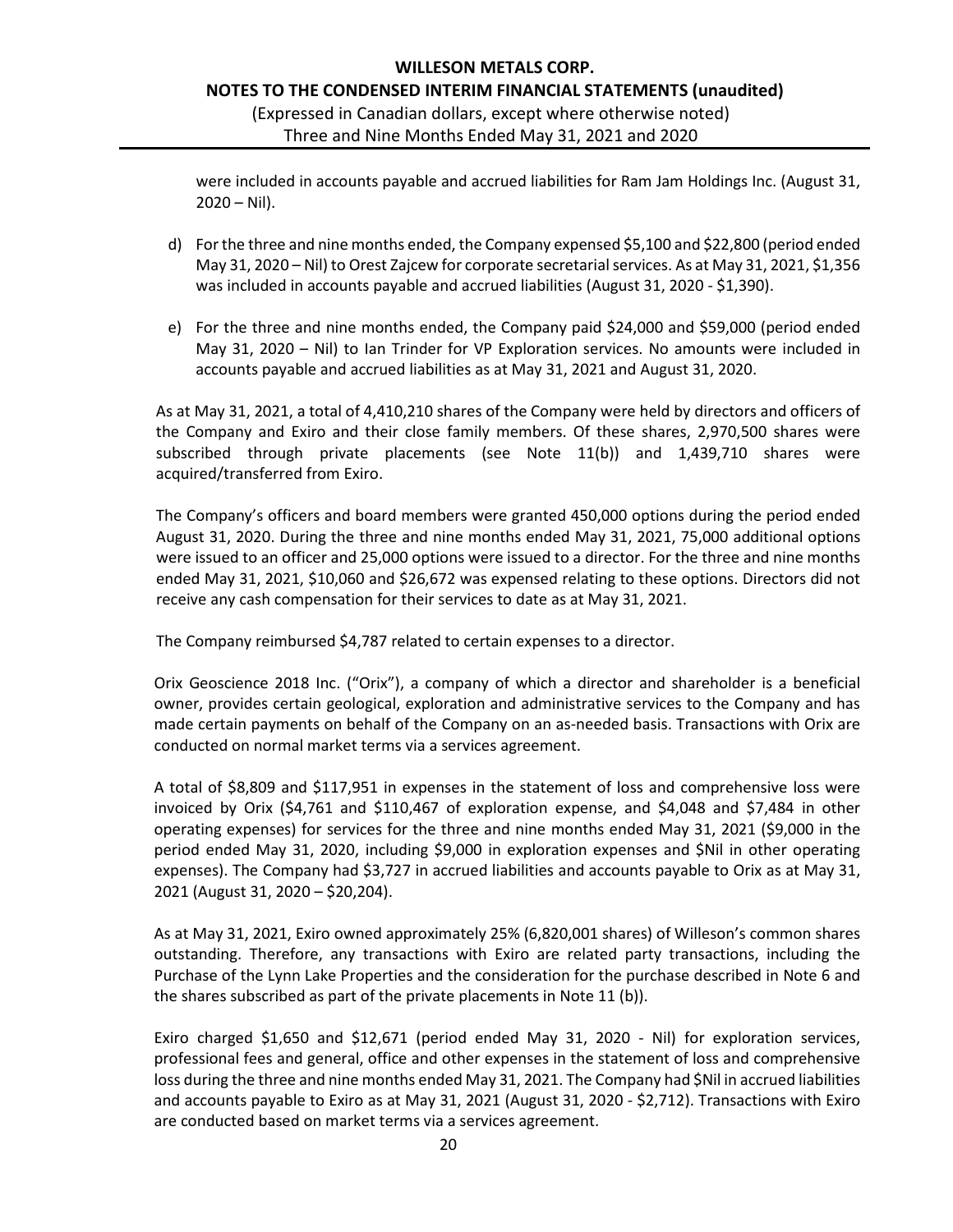were included in accounts payable and accrued liabilities for Ram Jam Holdings Inc. (August 31, 2020 – Nil).

d) For the three and nine months ended, the Company expensed \$5,100 and \$22,800 (period ended May 31, 2020 – Nil) to Orest Zajcew for corporate secretarial services. As at May 31, 2021, \$1,356 was included in accounts payable and accrued liabilities (August 31, 2020 - \$1,390).

e) For the three and nine months ended, the Company paid \$24,000 and \$59,000 (period ended May 31, 2020 – Nil) to Ian Trinder for VP Exploration services. No amounts were included in accounts payable and accrued liabilities as at May 31, 2021 and August 31, 2020.

As at May 31, 2021, a total of 4,410,210 shares of the Company were held by directors and officers of the Company and Exiro and their close family members. Of these shares, 2,970,500 shares were subscribed through private placements (see Note 11(b)) and 1,439,710 shares were acquired/transferred from Exiro.

The Company's officers and board members were granted 450,000 options during the period ended August 31, 2020. During the three and nine months ended May 31, 2021, 75,000 additional options were issued to an officer and 25,000 options were issued to a director. For the three and nine months ended May 31, 2021, \$10,060 and \$26,672 was expensed relating to these options. Directors did not receive any cash compensation for their services to date as at May 31, 2021.

The Company reimbursed \$4,787 related to certain expenses to a director.

Orix Geoscience 2018 Inc. ("Orix"), a company of which a director and shareholder is a beneficial owner, provides certain geological, exploration and administrative services to the Company and has made certain payments on behalf of the Company on an as-needed basis. Transactions with Orix are conducted on normal market terms via a services agreement.

A total of \$8,809 and \$117,951 in expenses in the statement of loss and comprehensive loss were invoiced by Orix (\$4,761 and \$110,467 of exploration expense, and \$4,048 and \$7,484 in other operating expenses) for services for the three and nine months ended May 31, 2021 (\$9,000 in the period ended May 31, 2020, including \$9,000 in exploration expenses and \$Nil in other operating expenses). The Company had \$3,727 in accrued liabilities and accounts payable to Orix as at May 31, 2021 (August 31, 2020 – \$20,204).

As at May 31, 2021, Exiro owned approximately 25% (6,820,001 shares) of Willeson's common shares outstanding. Therefore, any transactions with Exiro are related party transactions, including the Purchase of the Lynn Lake Properties and the consideration for the purchase described in Note 6 and the shares subscribed as part of the private placements in Note 11 (b)).

Exiro charged \$1,650 and \$12,671 (period ended May 31, 2020 - Nil) for exploration services, professional fees and general, office and other expenses in the statement of loss and comprehensive loss during the three and nine months ended May 31, 2021. The Company had \$Nil in accrued liabilities and accounts payable to Exiro as at May 31, 2021 (August 31, 2020 - \$2,712). Transactions with Exiro are conducted based on market terms via a services agreement.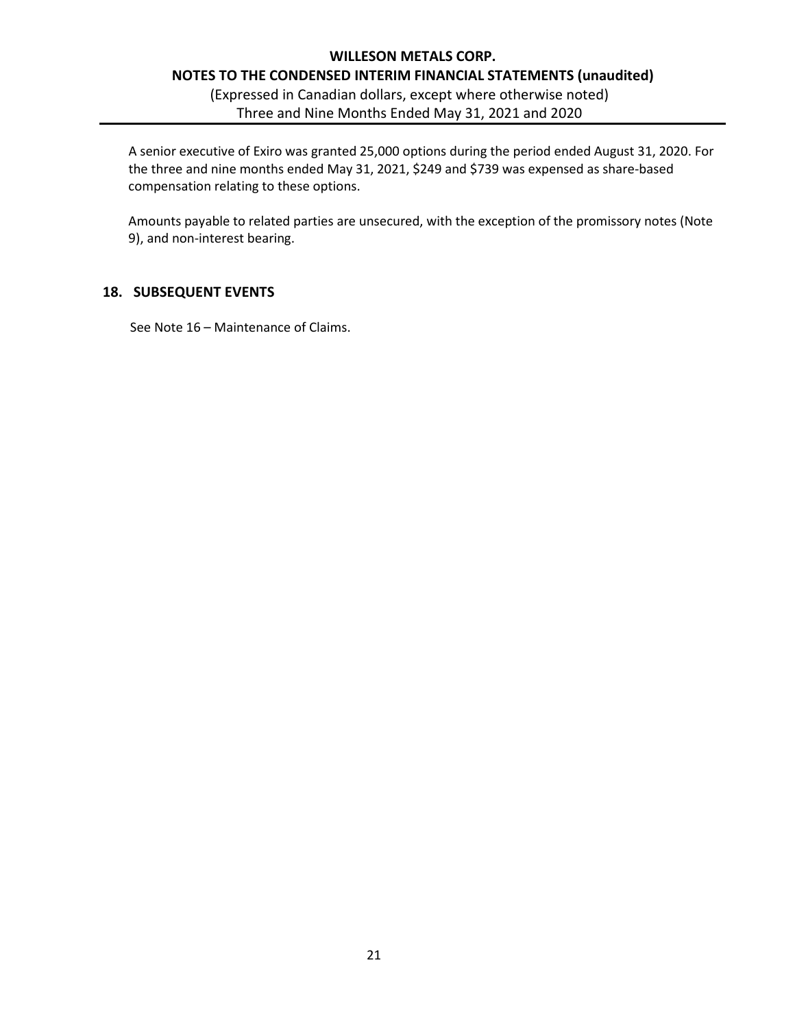A senior executive of Exiro was granted 25,000 options during the period ended August 31, 2020. For the three and nine months ended May 31, 2021, $249 and $739 was expensed as share-based compensation relating to these options.

Amounts payable to related parties are unsecured, with the exception of the promissory notes (Note 9), and non-interest bearing.

## 18. SUBSEQUENT EVENTS

See Note 16 – Maintenance of Claims.